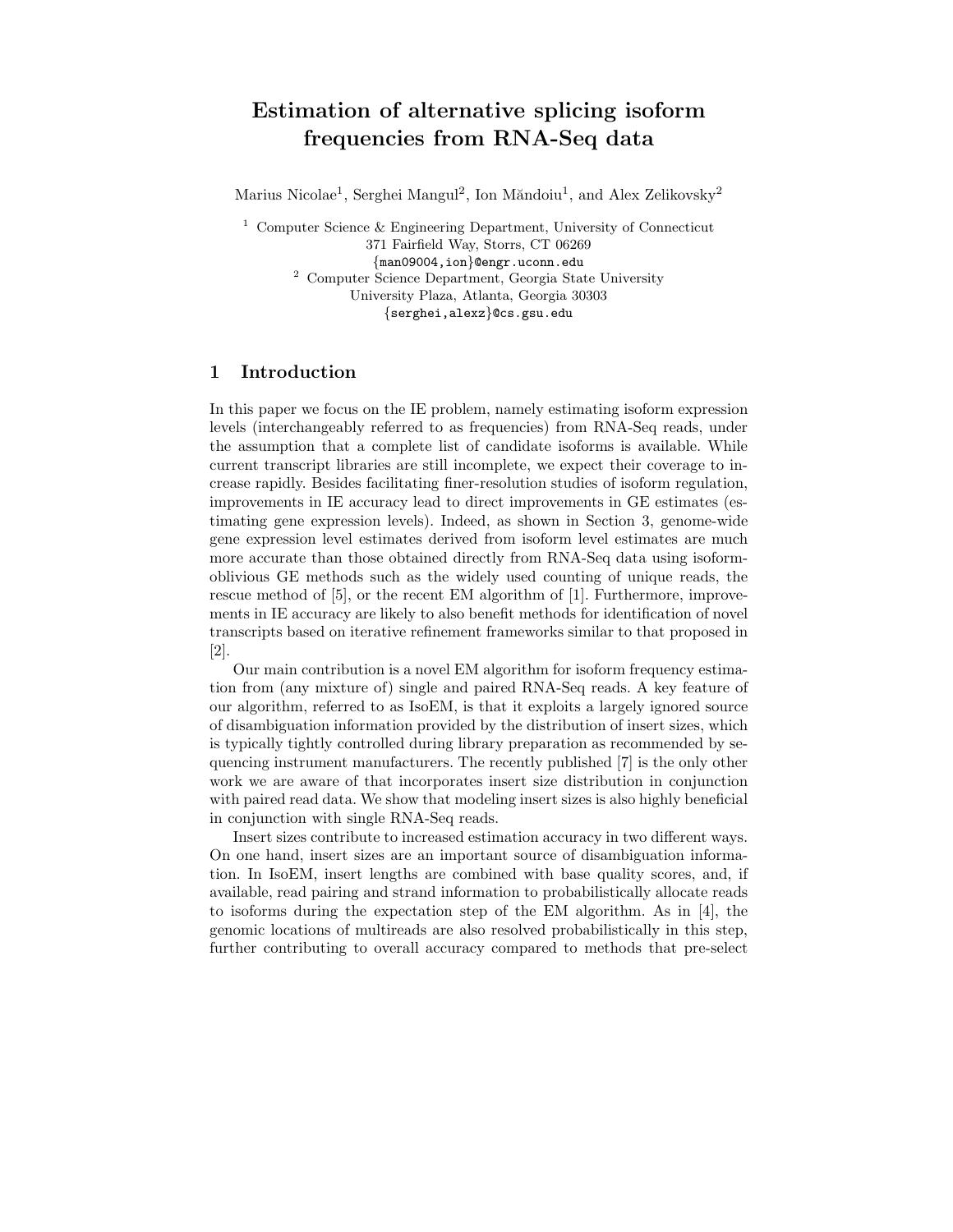# Estimation of alternative splicing isoform frequencies from RNA-Seq data

Marius Nicolae[1], Serghei Mangul[2], Ion Măndoiu[1], and Alex Zelikovsky[2]

[1] Computer Science & Engineering Department, University of Connecticut
371 Fairfield Way, Storrs, CT 06269
{man09004,ion}@engr.uconn.edu

[2] Computer Science Department, Georgia State University
University Plaza, Atlanta, Georgia 30303
{serghei,alexz}@cs.gsu.edu

## 1 Introduction

In this paper we focus on the IE problem, namely estimating isoform expression levels (interchangeably referred to as frequencies) from RNA-Seq reads, under the assumption that a complete list of candidate isoforms is available. While current transcript libraries are still incomplete, we expect their coverage to increase rapidly. Besides facilitating finer-resolution studies of isoform regulation, improvements in IE accuracy lead to direct improvements in GE estimates (estimating gene expression levels). Indeed, as shown in Section 3, genome-wide gene expression level estimates derived from isoform level estimates are much more accurate than those obtained directly from RNA-Seq data using isoform-oblivious GE methods such as the widely used counting of unique reads, the rescue method of [5], or the recent EM algorithm of [1]. Furthermore, improvements in IE accuracy are likely to also benefit methods for identification of novel transcripts based on iterative refinement frameworks similar to that proposed in [2].

Our main contribution is a novel EM algorithm for isoform frequency estimation from (any mixture of) single and paired RNA-Seq reads. A key feature of our algorithm, referred to as IsoEM, is that it exploits a largely ignored source of disambiguation information provided by the distribution of insert sizes, which is typically tightly controlled during library preparation as recommended by sequencing instrument manufacturers. The recently published [7] is the only other work we are aware of that incorporates insert size distribution in conjunction with paired read data. We show that modeling insert sizes is also highly beneficial in conjunction with single RNA-Seq reads.

Insert sizes contribute to increased estimation accuracy in two different ways. On one hand, insert sizes are an important source of disambiguation information. In IsoEM, insert lengths are combined with base quality scores, and, if available, read pairing and strand information to probabilistically allocate reads to isoforms during the expectation step of the EM algorithm. As in [4], the genomic locations of multireads are also resolved probabilistically in this step, further contributing to overall accuracy compared to methods that pre-select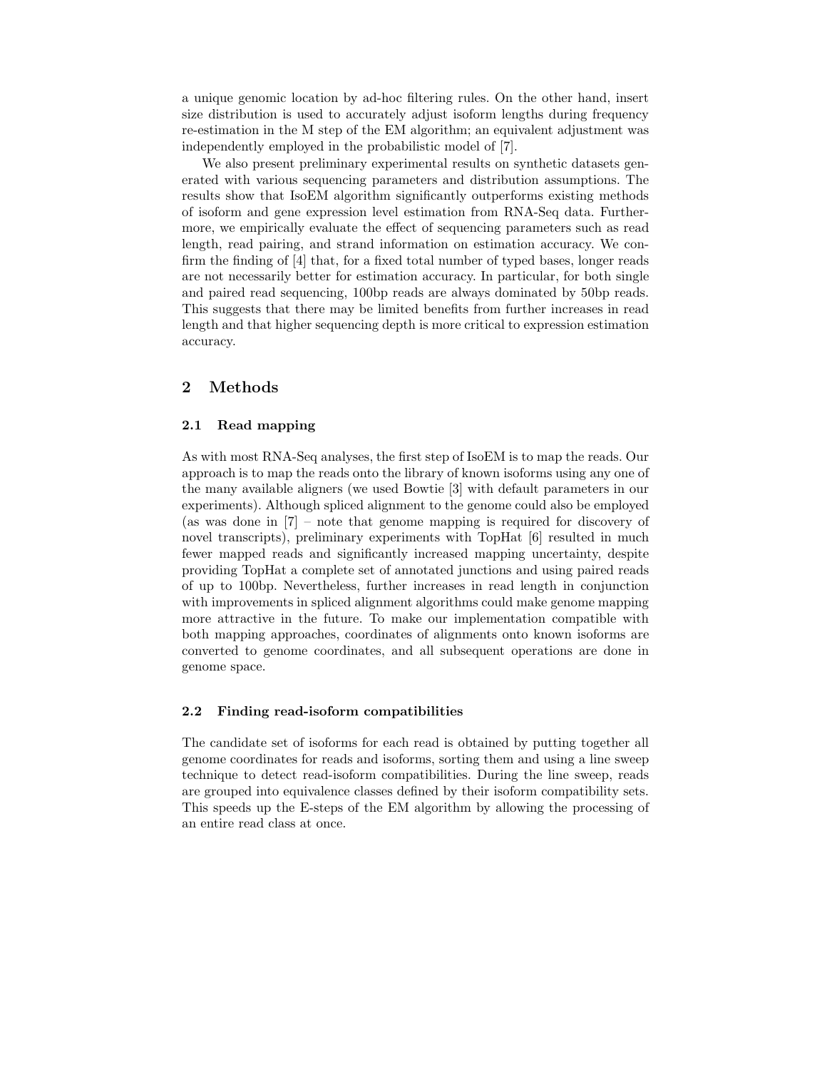a unique genomic location by ad-hoc filtering rules. On the other hand, insert size distribution is used to accurately adjust isoform lengths during frequency re-estimation in the M step of the EM algorithm; an equivalent adjustment was independently employed in the probabilistic model of [7].

We also present preliminary experimental results on synthetic datasets generated with various sequencing parameters and distribution assumptions. The results show that IsoEM algorithm significantly outperforms existing methods of isoform and gene expression level estimation from RNA-Seq data. Furthermore, we empirically evaluate the effect of sequencing parameters such as read length, read pairing, and strand information on estimation accuracy. We confirm the finding of [4] that, for a fixed total number of typed bases, longer reads are not necessarily better for estimation accuracy. In particular, for both single and paired read sequencing, 100bp reads are always dominated by 50bp reads. This suggests that there may be limited benefits from further increases in read length and that higher sequencing depth is more critical to expression estimation accuracy.

## 2 Methods

### 2.1 Read mapping

As with most RNA-Seq analyses, the first step of IsoEM is to map the reads. Our approach is to map the reads onto the library of known isoforms using any one of the many available aligners (we used Bowtie [3] with default parameters in our experiments). Although spliced alignment to the genome could also be employed (as was done in [7] – note that genome mapping is required for discovery of novel transcripts), preliminary experiments with TopHat [6] resulted in much fewer mapped reads and significantly increased mapping uncertainty, despite providing TopHat a complete set of annotated junctions and using paired reads of up to 100bp. Nevertheless, further increases in read length in conjunction with improvements in spliced alignment algorithms could make genome mapping more attractive in the future. To make our implementation compatible with both mapping approaches, coordinates of alignments onto known isoforms are converted to genome coordinates, and all subsequent operations are done in genome space.

### 2.2 Finding read-isoform compatibilities

The candidate set of isoforms for each read is obtained by putting together all genome coordinates for reads and isoforms, sorting them and using a line sweep technique to detect read-isoform compatibilities. During the line sweep, reads are grouped into equivalence classes defined by their isoform compatibility sets. This speeds up the E-steps of the EM algorithm by allowing the processing of an entire read class at once.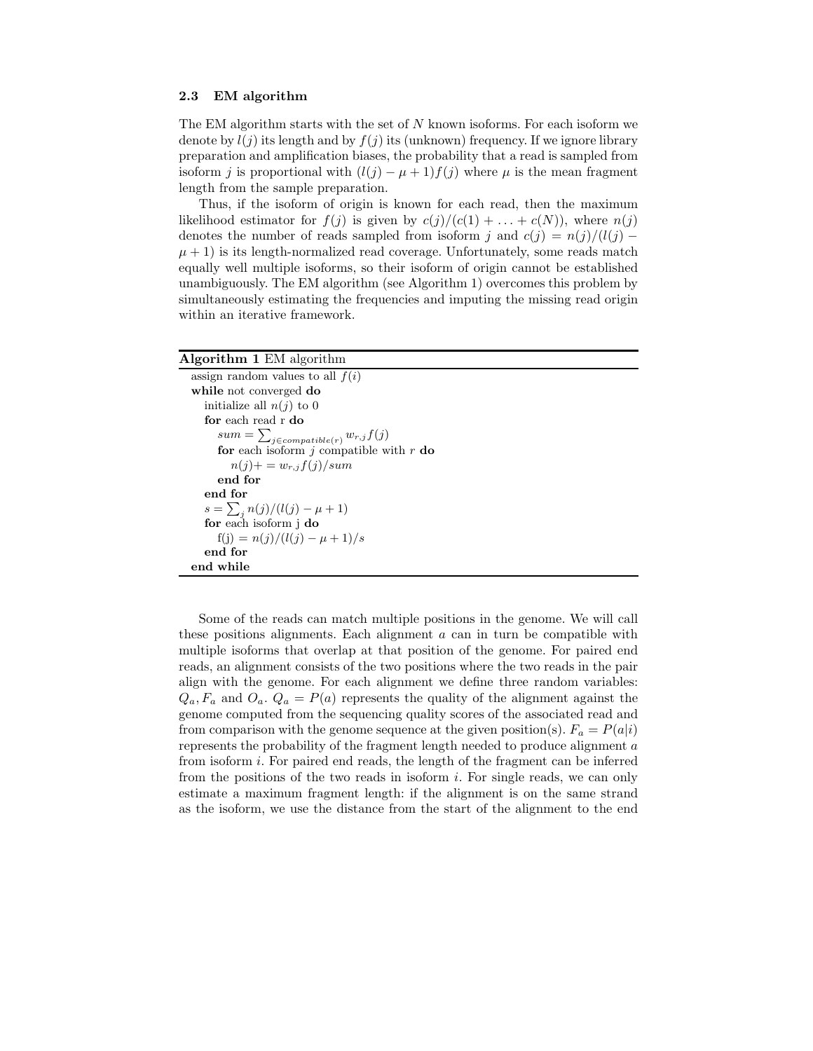### 2.3 EM algorithm

The EM algorithm starts with the set of $N$ known isoforms. For each isoform we denote by $l(j)$ its length and by $f(j)$ its (unknown) frequency. If we ignore library preparation and amplification biases, the probability that a read is sampled from isoform $j$ is proportional with $(l(j) - \mu + 1)f(j)$ where $\mu$ is the mean fragment length from the sample preparation.

Thus, if the isoform of origin is known for each read, then the maximum likelihood estimator for $f(j)$ is given by $c(j)/(c(1) + \ldots + c(N))$, where $n(j)$ denotes the number of reads sampled from isoform $j$ and $c(j) = n(j)/(l(j) - \mu + 1)$ is its length-normalized read coverage. Unfortunately, some reads match equally well multiple isoforms, so their isoform of origin cannot be established unambiguously. The EM algorithm (see Algorithm 1) overcomes this problem by simultaneously estimating the frequencies and imputing the missing read origin within an iterative framework.

**Algorithm 1** EM algorithm

```
assign random values to all f(i)
while not converged do
    initialize all n(j) to 0
    for each read r do
        sum = Σ_{j ∈ compatible(r)} w_{r,j} f(j)
        for each isoform j compatible with r do
            n(j) += w_{r,j} f(j)/sum
        end for
    end for
    s = Σ_j n(j)/(l(j) − μ + 1)
    for each isoform j do
        f(j) = n(j)/(l(j) − μ + 1)/s
    end for
end while
```

Some of the reads can match multiple positions in the genome. We will call these positions alignments. Each alignment $a$ can in turn be compatible with multiple isoforms that overlap at that position of the genome. For paired end reads, an alignment consists of the two positions where the two reads in the pair align with the genome. For each alignment we define three random variables: $Q_a, F_a$ and $O_a$. $Q_a = P(a)$ represents the quality of the alignment against the genome computed from the sequencing quality scores of the associated read and from comparison with the genome sequence at the given position(s). $F_a = P(a|i)$ represents the probability of the fragment length needed to produce alignment $a$ from isoform $i$. For paired end reads, the length of the fragment can be inferred from the positions of the two reads in isoform $i$. For single reads, we can only estimate a maximum fragment length: if the alignment is on the same strand as the isoform, we use the distance from the start of the alignment to the end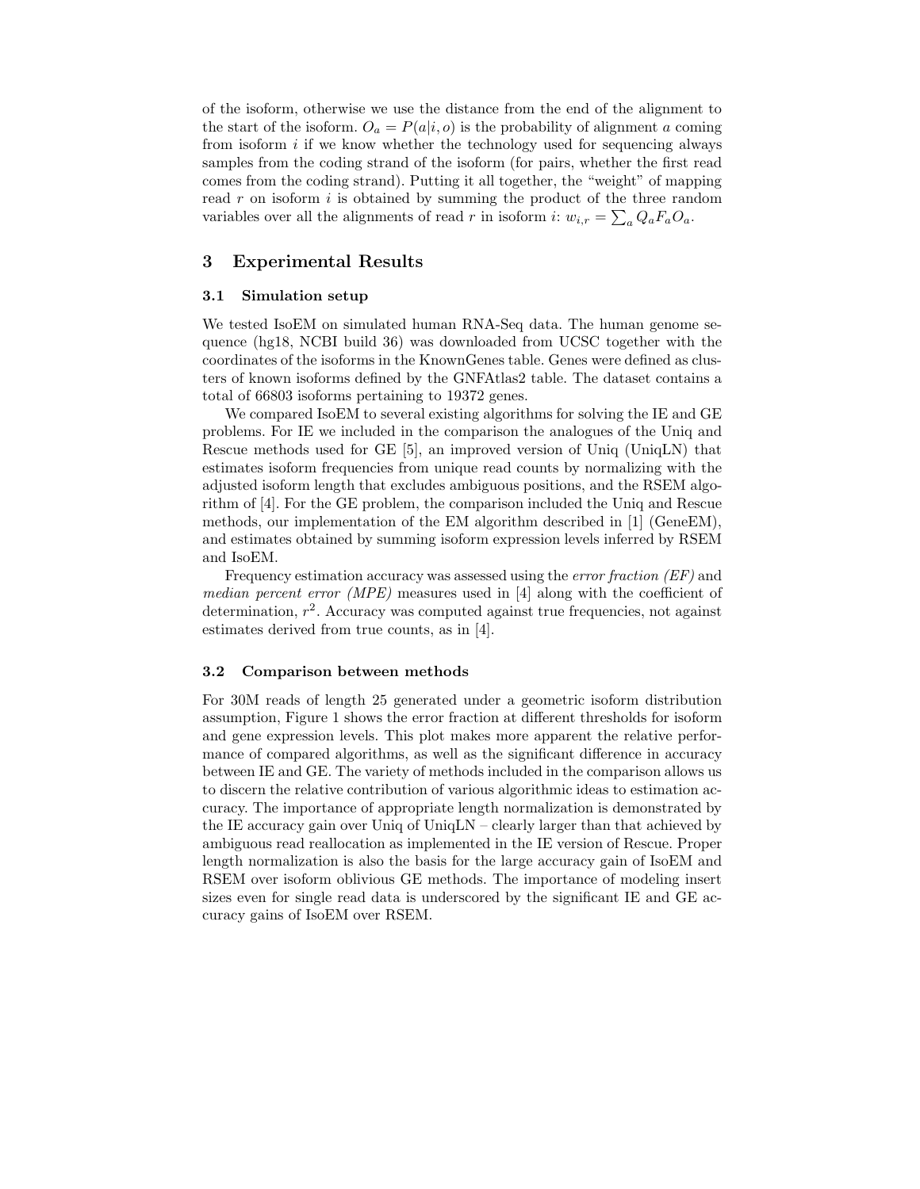of the isoform, otherwise we use the distance from the end of the alignment to the start of the isoform. $O_a = P(a|i, o)$ is the probability of alignment $a$ coming from isoform $i$ if we know whether the technology used for sequencing always samples from the coding strand of the isoform (for pairs, whether the first read comes from the coding strand). Putting it all together, the "weight" of mapping read $r$ on isoform $i$ is obtained by summing the product of the three random variables over all the alignments of read $r$ in isoform $i$: $w_{i,r} = \sum_a Q_a F_a O_a$.

## 3 Experimental Results

### 3.1 Simulation setup

We tested IsoEM on simulated human RNA-Seq data. The human genome sequence (hg18, NCBI build 36) was downloaded from UCSC together with the coordinates of the isoforms in the KnownGenes table. Genes were defined as clusters of known isoforms defined by the GNFAtlas2 table. The dataset contains a total of 66803 isoforms pertaining to 19372 genes.

We compared IsoEM to several existing algorithms for solving the IE and GE problems. For IE we included in the comparison the analogues of the Uniq and Rescue methods used for GE [5], an improved version of Uniq (UniqLN) that estimates isoform frequencies from unique read counts by normalizing with the adjusted isoform length that excludes ambiguous positions, and the RSEM algorithm of [4]. For the GE problem, the comparison included the Uniq and Rescue methods, our implementation of the EM algorithm described in [1] (GeneEM), and estimates obtained by summing isoform expression levels inferred by RSEM and IsoEM.

Frequency estimation accuracy was assessed using the *error fraction (EF)* and *median percent error (MPE)* measures used in [4] along with the coefficient of determination, $r^2$. Accuracy was computed against true frequencies, not against estimates derived from true counts, as in [4].

### 3.2 Comparison between methods

For 30M reads of length 25 generated under a geometric isoform distribution assumption, Figure 1 shows the error fraction at different thresholds for isoform and gene expression levels. This plot makes more apparent the relative performance of compared algorithms, as well as the significant difference in accuracy between IE and GE. The variety of methods included in the comparison allows us to discern the relative contribution of various algorithmic ideas to estimation accuracy. The importance of appropriate length normalization is demonstrated by the IE accuracy gain over Uniq of UniqLN – clearly larger than that achieved by ambiguous read reallocation as implemented in the IE version of Rescue. Proper length normalization is also the basis for the large accuracy gain of IsoEM and RSEM over isoform oblivious GE methods. The importance of modeling insert sizes even for single read data is underscored by the significant IE and GE accuracy gains of IsoEM over RSEM.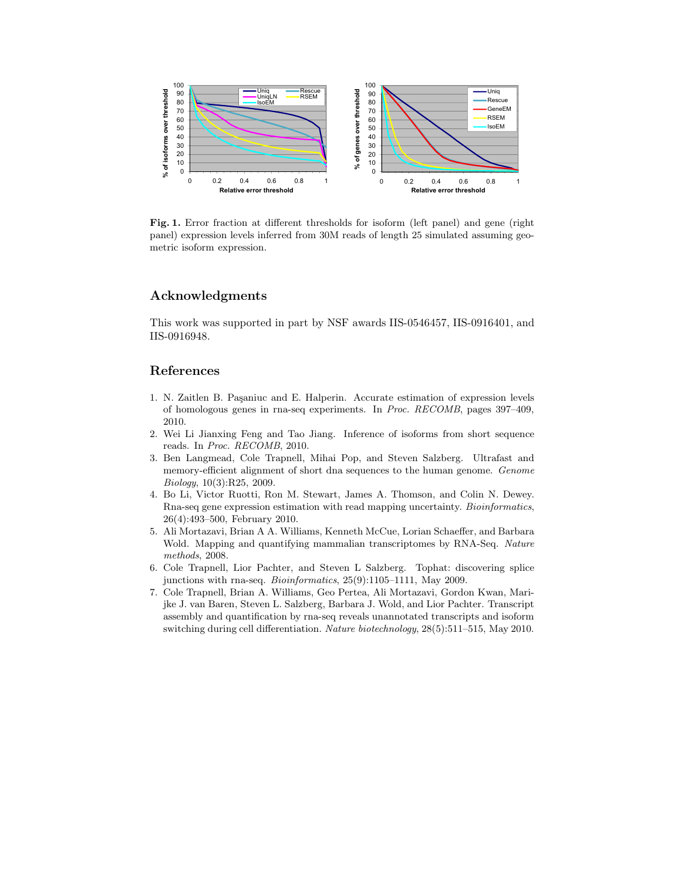100
90
80
70
60
50
40
30
20
10
0

% of isoforms over threshold

0 0.2 0.4 0.6 0.8 1

Relative error threshold

Uniq
UniqLN
IsoEM
Rescue
RSEM

100
90
80
70
60
50
40
30
20
10
0

% of genes over threshold

0 0.2 0.4 0.6 0.8 1

Relative error threshold

Uniq
Rescue
GeneEM
RSEM
IsoEM

**Fig. 1.** Error fraction at different thresholds for isoform (left panel) and gene (right panel) expression levels inferred from 30M reads of length 25 simulated assuming geometric isoform expression.

## Acknowledgments

This work was supported in part by NSF awards IIS-0546457, IIS-0916401, and IIS-0916948.

## References

1. N. Zaitlen B. Paşaniuc and E. Halperin. Accurate estimation of expression levels of homologous genes in rna-seq experiments. In *Proc. RECOMB*, pages 397–409, 2010.
2. Wei Li Jianxing Feng and Tao Jiang. Inference of isoforms from short sequence reads. In *Proc. RECOMB*, 2010.
3. Ben Langmead, Cole Trapnell, Mihai Pop, and Steven Salzberg. Ultrafast and memory-efficient alignment of short dna sequences to the human genome. *Genome Biology*, 10(3):R25, 2009.
4. Bo Li, Victor Ruotti, Ron M. Stewart, James A. Thomson, and Colin N. Dewey. Rna-seq gene expression estimation with read mapping uncertainty. *Bioinformatics*, 26(4):493–500, February 2010.
5. Ali Mortazavi, Brian A A. Williams, Kenneth McCue, Lorian Schaeffer, and Barbara Wold. Mapping and quantifying mammalian transcriptomes by RNA-Seq. *Nature methods*, 2008.
6. Cole Trapnell, Lior Pachter, and Steven L Salzberg. Tophat: discovering splice junctions with rna-seq. *Bioinformatics*, 25(9):1105–1111, May 2009.
7. Cole Trapnell, Brian A. Williams, Geo Pertea, Ali Mortazavi, Gordon Kwan, Marijke J. van Baren, Steven L. Salzberg, Barbara J. Wold, and Lior Pachter. Transcript assembly and quantification by rna-seq reveals unannotated transcripts and isoform switching during cell differentiation. *Nature biotechnology*, 28(5):511–515, May 2010.